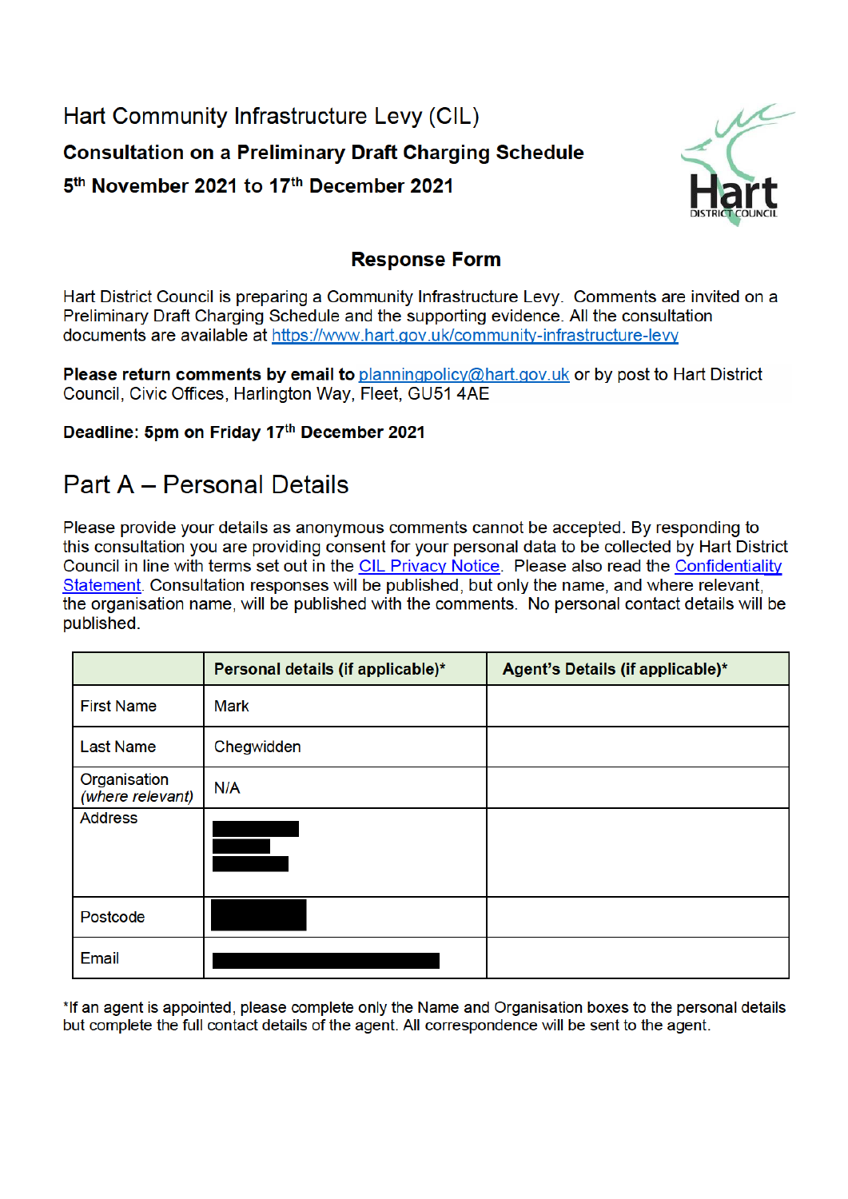# Hart Community Infrastructure Levy (CIL)

**Consultation on a Preliminary Draft Charging Schedule**

**5th November 2021 to 17th December 2021**

## Response Form

Hart District Council is preparing a Community Infrastructure Levy. Comments are invited on a Preliminary Draft Charging Schedule and the supporting evidence. All the consultation documents are available at https://www.hart.gov.uk/community-infrastructure-levy

**Please return comments by email to** planningpolicy@hart.gov.uk or by post to Hart District Council, Civic Offices, Harlington Way, Fleet, GU51 4AE

**Deadline: 5pm on Friday 17th December 2021**

## Part A – Personal Details

Please provide your details as anonymous comments cannot be accepted. By responding to this consultation you are providing consent for your personal data to be collected by Hart District Council in line with terms set out in the CIL Privacy Notice. Please also read the Confidentiality Statement. Consultation responses will be published, but only the name, and where relevant, the organisation name, will be published with the comments. No personal contact details will be published.

| | Personal details (if applicable)* | Agent's Details (if applicable)* |
|---|---|---|
| First Name | Mark | |
| Last Name | Chegwidden | |
| Organisation *(where relevant)* | N/A | |
| Address | [redacted] | |
| Postcode | [redacted] | |
| Email | [redacted] | |

*If an agent is appointed, please complete only the Name and Organisation boxes to the personal details but complete the full contact details of the agent. All correspondence will be sent to the agent.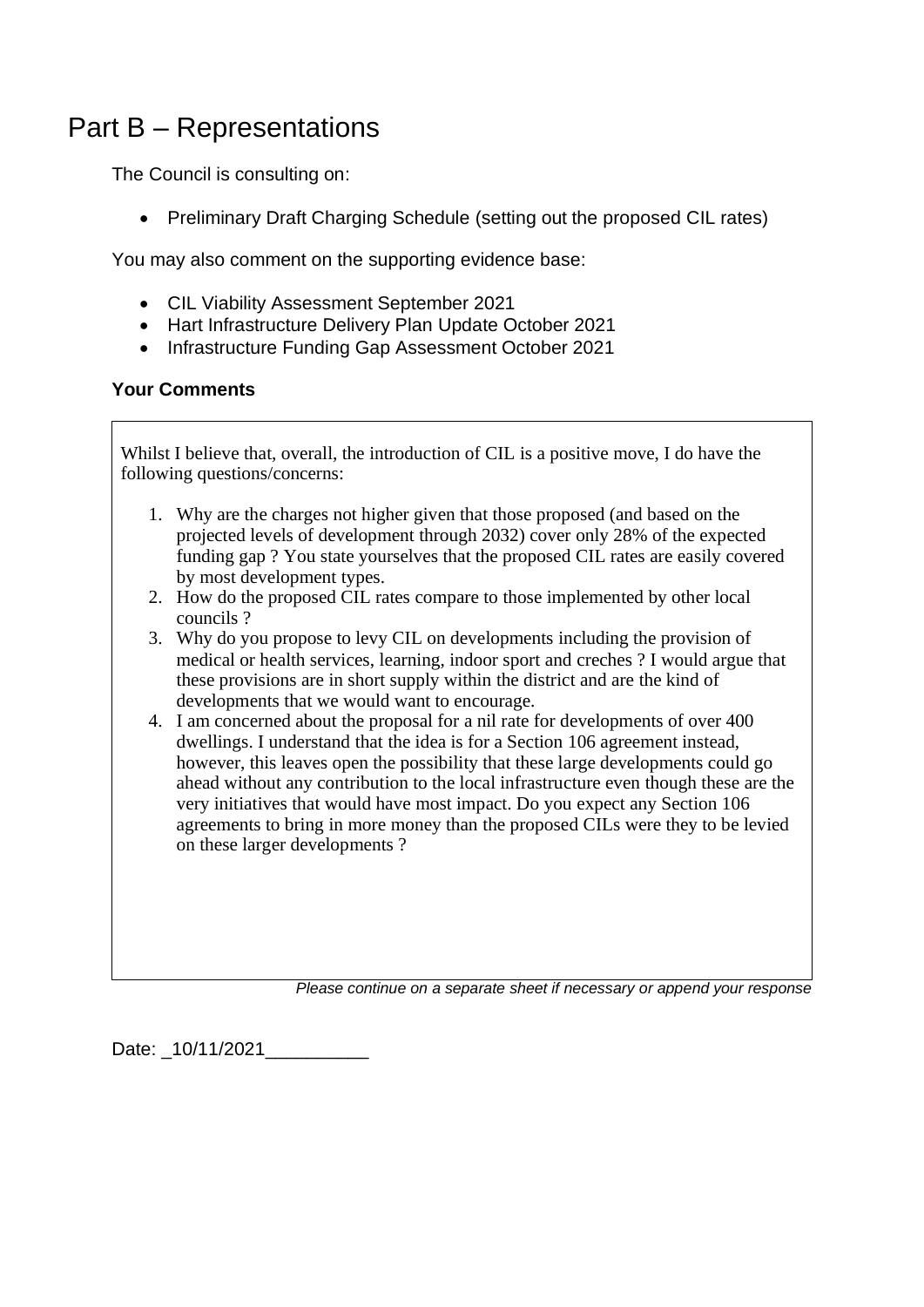# Part B – Representations

The Council is consulting on:

- Preliminary Draft Charging Schedule (setting out the proposed CIL rates)

You may also comment on the supporting evidence base:

- CIL Viability Assessment September 2021
- Hart Infrastructure Delivery Plan Update October 2021
- Infrastructure Funding Gap Assessment October 2021

**Your Comments**

Whilst I believe that, overall, the introduction of CIL is a positive move, I do have the following questions/concerns:

1. Why are the charges not higher given that those proposed (and based on the projected levels of development through 2032) cover only 28% of the expected funding gap ? You state yourselves that the proposed CIL rates are easily covered by most development types.
2. How do the proposed CIL rates compare to those implemented by other local councils ?
3. Why do you propose to levy CIL on developments including the provision of medical or health services, learning, indoor sport and creches ? I would argue that these provisions are in short supply within the district and are the kind of developments that we would want to encourage.
4. I am concerned about the proposal for a nil rate for developments of over 400 dwellings. I understand that the idea is for a Section 106 agreement instead, however, this leaves open the possibility that these large developments could go ahead without any contribution to the local infrastructure even though these are the very initiatives that would have most impact. Do you expect any Section 106 agreements to bring in more money than the proposed CILs were they to be levied on these larger developments ?

*Please continue on a separate sheet if necessary or append your response*

Date: _10/11/2021__________